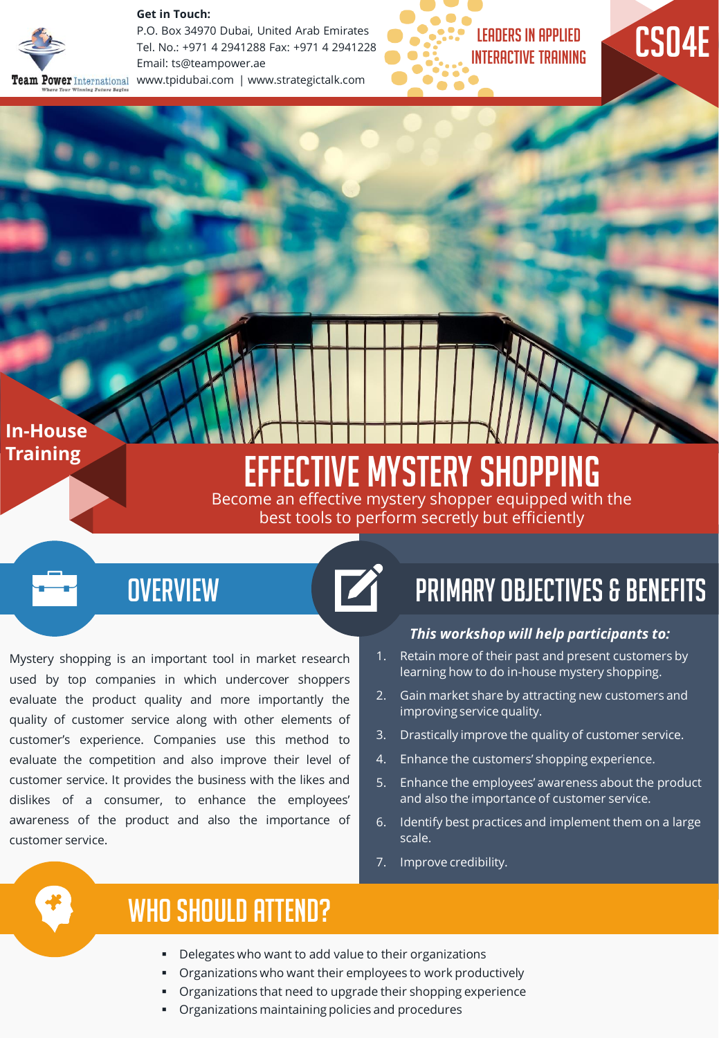**Get in Touch:**
P.O. Box 34970 Dubai, United Arab Emirates
Tel. No.: +971 4 2941288 Fax: +971 4 2941228
Email: ts@teampower.ae
www.tpidubai.com | www.strategictalk.com

Team Power International

LEADERS IN APPLIED INTERACTIVE TRAINING

CS04E

In-House Training

# EFFECTIVE MYSTERY SHOPPING

Become an effective mystery shopper equipped with the best tools to perform secretly but efficiently

## OVERVIEW

Mystery shopping is an important tool in market research used by top companies in which undercover shoppers evaluate the product quality and more importantly the quality of customer service along with other elements of customer's experience. Companies use this method to evaluate the competition and also improve their level of customer service. It provides the business with the likes and dislikes of a consumer, to enhance the employees' awareness of the product and also the importance of customer service.

## PRIMARY OBJECTIVES & BENEFITS

***This workshop will help participants to:***

1. Retain more of their past and present customers by learning how to do in-house mystery shopping.
2. Gain market share by attracting new customers and improving service quality.
3. Drastically improve the quality of customer service.
4. Enhance the customers' shopping experience.
5. Enhance the employees' awareness about the product and also the importance of customer service.
6. Identify best practices and implement them on a large scale.
7. Improve credibility.

## WHO SHOULD ATTEND?

- Delegates who want to add value to their organizations
- Organizations who want their employees to work productively
- Organizations that need to upgrade their shopping experience
- Organizations maintaining policies and procedures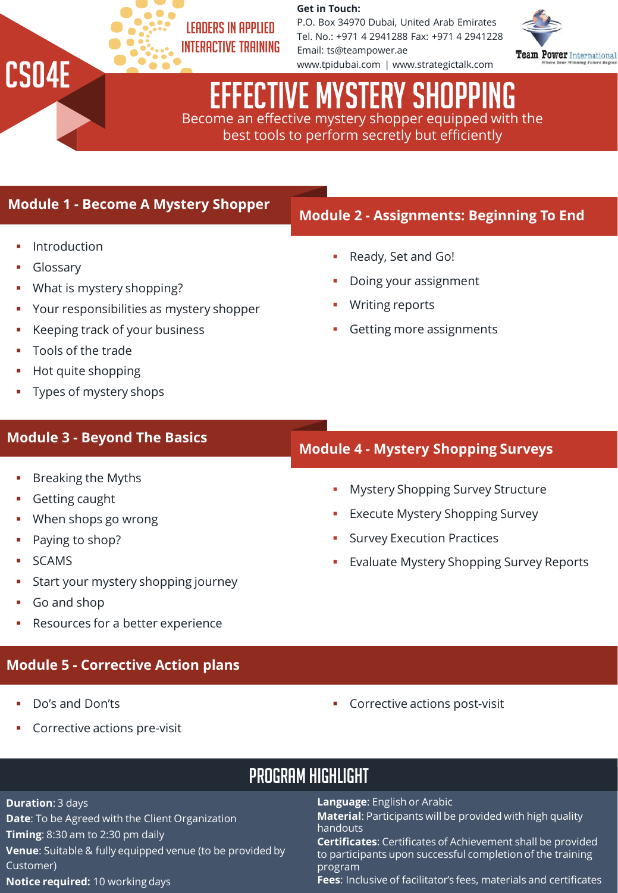CS04E

LEADERS IN APPLIED INTERACTIVE TRAINING

**Get in Touch:**
P.O. Box 34970 Dubai, United Arab Emirates
Tel. No.: +971 4 2941288 Fax: +971 4 2941228
Email: ts@teampower.ae
www.tpidubai.com | www.strategictalk.com

Team Power International
Where Your Winning Future Begins

# EFFECTIVE MYSTERY SHOPPING

Become an effective mystery shopper equipped with the best tools to perform secretly but efficiently

## Module 1 - Become A Mystery Shopper

- Introduction
- Glossary
- What is mystery shopping?
- Your responsibilities as mystery shopper
- Keeping track of your business
- Tools of the trade
- Hot quite shopping
- Types of mystery shops

## Module 2 - Assignments: Beginning To End

- Ready, Set and Go!
- Doing your assignment
- Writing reports
- Getting more assignments

## Module 3 - Beyond The Basics

- Breaking the Myths
- Getting caught
- When shops go wrong
- Paying to shop?
- SCAMS
- Start your mystery shopping journey
- Go and shop
- Resources for a better experience

## Module 4 - Mystery Shopping Surveys

- Mystery Shopping Survey Structure
- Execute Mystery Shopping Survey
- Survey Execution Practices
- Evaluate Mystery Shopping Survey Reports

## Module 5 - Corrective Action plans

- Do's and Don'ts
- Corrective actions pre-visit
- Corrective actions post-visit

## PROGRAM HIGHLIGHT

**Duration**: 3 days
**Date**: To be Agreed with the Client Organization
**Timing**: 8:30 am to 2:30 pm daily
**Venue**: Suitable & fully equipped venue (to be provided by Customer)
**Notice required:** 10 working days

**Language**: English or Arabic
**Material**: Participants will be provided with high quality handouts
**Certificates**: Certificates of Achievement shall be provided to participants upon successful completion of the training program
**Fees**: Inclusive of facilitator's fees, materials and certificates